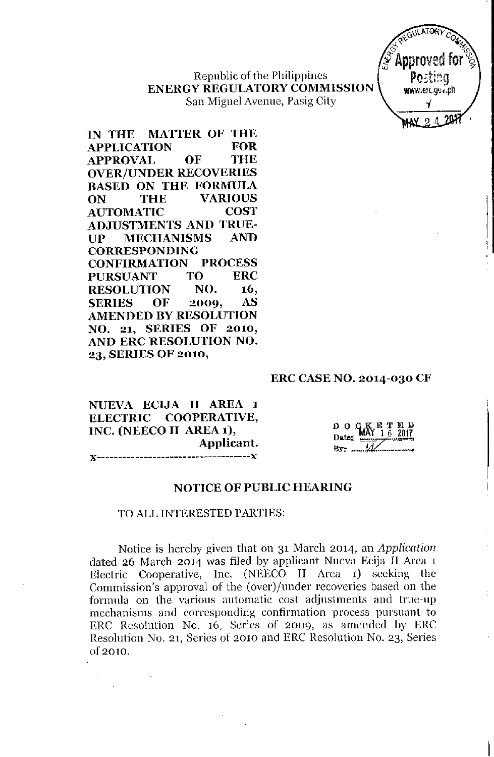Republic of the Philippines
**ENERGY REGULATORY COMMISSION**
San Miguel Avenue, Pasig City

**IN THE MATTER OF THE APPLICATION FOR APPROVAL OF THE OVER/UNDER RECOVERIES BASED ON THE FORMULA ON THE VARIOUS AUTOMATIC COST ADJUSTMENTS AND TRUE-UP MECHANISMS AND CORRESPONDING CONFIRMATION PROCESS PURSUANT TO ERC RESOLUTION NO. 16, SERIES OF 2009, AS AMENDED BY RESOLUTION NO. 21, SERIES OF 2010, AND ERC RESOLUTION NO. 23, SERIES OF 2010,**

**ERC CASE NO. 2014-030 CF**

**NUEVA ECIJA II AREA 1 ELECTRIC COOPERATIVE, INC. (NEECO II AREA 1),**
**Applicant.**
x-------------------------------------x

DOCKETED
Date: MAY 16 2017
By: ____

## NOTICE OF PUBLIC HEARING

TO ALL INTERESTED PARTIES:

Notice is hereby given that on 31 March 2014, an *Application* dated 26 March 2014 was filed by applicant Nueva Ecija II Area 1 Electric Cooperative, Inc. (NEECO II Area 1) seeking the Commission's approval of the (over)/under recoveries based on the formula on the various automatic cost adjustments and true-up mechanisms and corresponding confirmation process pursuant to ERC Resolution No. 16, Series of 2009, as amended by ERC Resolution No. 21, Series of 2010 and ERC Resolution No. 23, Series of 2010.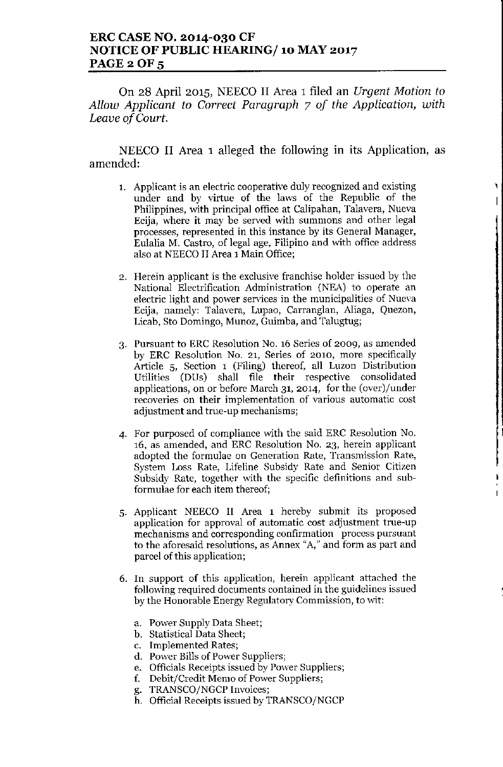On 28 April 2015, NEECO II Area 1 filed an *Urgent Motion to Allow Applicant to Correct Paragraph 7 of the Application, with Leave of Court.*

NEECO II Area 1 alleged the following in its Application, as amended:

1. Applicant is an electric cooperative duly recognized and existing under and by virtue of the laws of the Republic of the Philippines, with principal office at Calipahan, Talavera, Nueva Ecija, where it may be served with summons and other legal processes, represented in this instance by its General Manager, Eulalia M. Castro, of legal age, Filipino and with office address also at NEECO II Area 1 Main Office;

2. Herein applicant is the exclusive franchise holder issued by the National Electrification Administration (NEA) to operate an electric light and power services in the municipalities of Nueva Ecija, namely: Talavera, Lupao, Carranglan, Aliaga, Quezon, Licab, Sto Domingo, Munoz, Guimba, and Talugtug;

3. Pursuant to ERC Resolution No. 16 Series of 2009, as amended by ERC Resolution No. 21, Series of 2010, more specifically Article 5, Section 1 (Filing) thereof, all Luzon Distribution Utilities (DUs) shall file their respective consolidated applications, on or before March 31, 2014, for the (over)/under recoveries on their implementation of various automatic cost adjustment and true-up mechanisms;

4. For purposed of compliance with the said ERC Resolution No. 16, as amended, and ERC Resolution No. 23, herein applicant adopted the formulae on Generation Rate, Transmission Rate, System Loss Rate, Lifeline Subsidy Rate and Senior Citizen Subsidy Rate, together with the specific definitions and sub-formulae for each item thereof;

5. Applicant NEECO II Area 1 hereby submit its proposed application for approval of automatic cost adjustment true-up mechanisms and corresponding confirmation process pursuant to the aforesaid resolutions, as Annex "A," and form as part and parcel of this application;

6. In support of this application, herein applicant attached the following required documents contained in the guidelines issued by the Honorable Energy Regulatory Commission, to wit:

   a. Power Supply Data Sheet;
   b. Statistical Data Sheet;
   c. Implemented Rates;
   d. Power Bills of Power Suppliers;
   e. Officials Receipts issued by Power Suppliers;
   f. Debit/Credit Memo of Power Suppliers;
   g. TRANSCO/NGCP Invoices;
   h. Official Receipts issued by TRANSCO/NGCP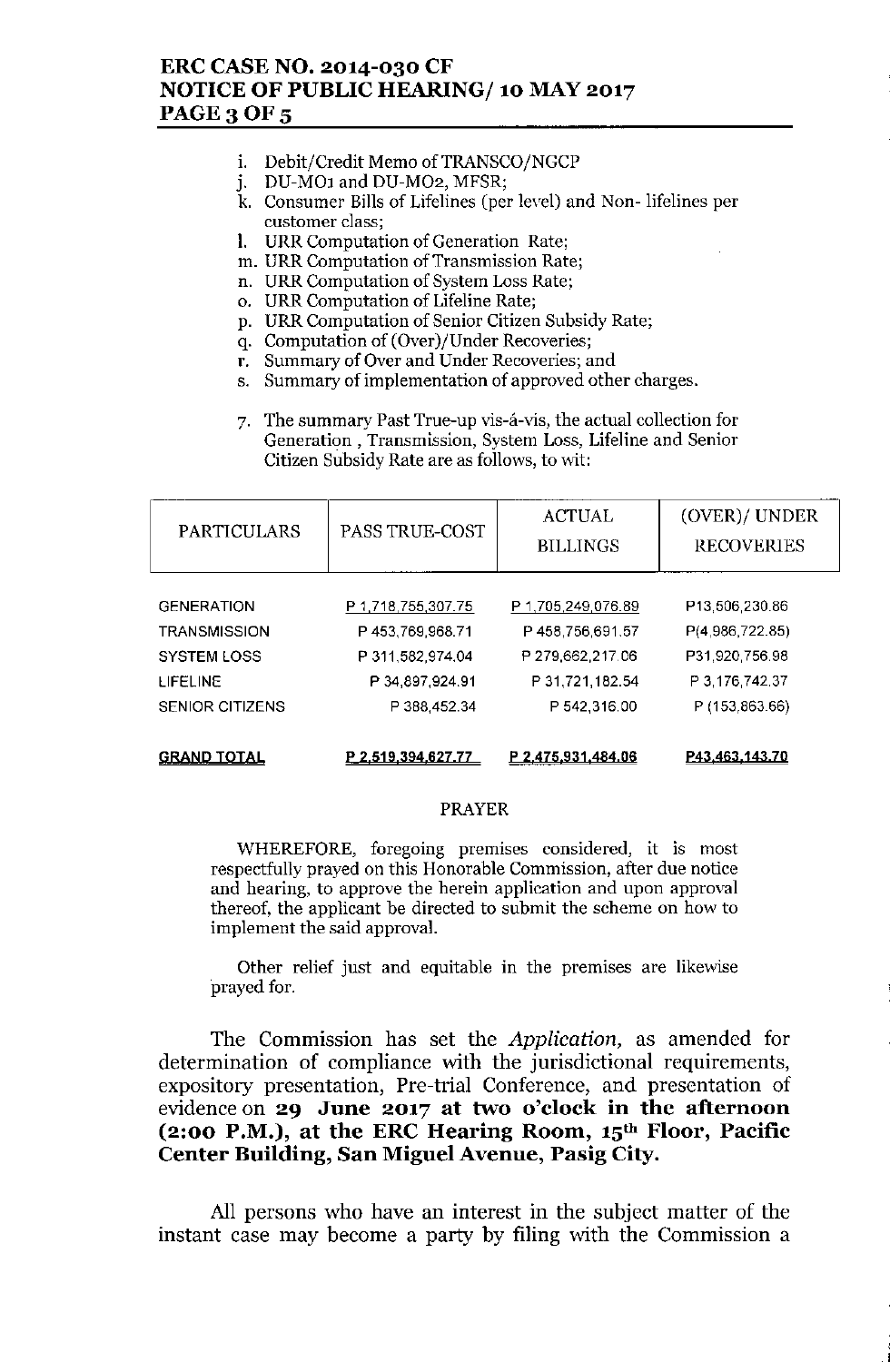i. Debit/Credit Memo of TRANSCO/NGCP
j. DU-MO1 and DU-MO2, MFSR;
k. Consumer Bills of Lifelines (per level) and Non- lifelines per customer class;
l. URR Computation of Generation Rate;
m. URR Computation of Transmission Rate;
n. URR Computation of System Loss Rate;
o. URR Computation of Lifeline Rate;
p. URR Computation of Senior Citizen Subsidy Rate;
q. Computation of (Over)/Under Recoveries;
r. Summary of Over and Under Recoveries; and
s. Summary of implementation of approved other charges.

7. The summary Past True-up vis-à-vis, the actual collection for Generation , Transmission, System Loss, Lifeline and Senior Citizen Subsidy Rate are as follows, to wit:

| PARTICULARS | PASS TRUE-COST | ACTUAL BILLINGS | (OVER)/ UNDER RECOVERIES |
|---|---|---|---|
| GENERATION | P 1,718,755,307.75 | P 1,705,249,076.89 | P13,506,230.86 |
| TRANSMISSION | P 453,769,968.71 | P 458,756,691.57 | P(4,986,722.85) |
| SYSTEM LOSS | P 311,582,974.04 | P 279,662,217.06 | P31,920,756.98 |
| LIFELINE | P 34,897,924.91 | P 31,721,182.54 | P 3,176,742.37 |
| SENIOR CITIZENS | P 388,452.34 | P 542,316.00 | P (153,863.66) |
| **GRAND TOTAL** | **P 2,519,394,627.77** | **P 2,475,931,484.06** | **P43,463,143.70** |

PRAYER

WHEREFORE, foregoing premises considered, it is most respectfully prayed on this Honorable Commission, after due notice and hearing, to approve the herein application and upon approval thereof, the applicant be directed to submit the scheme on how to implement the said approval.

Other relief just and equitable in the premises are likewise prayed for.

The Commission has set the *Application,* as amended for determination of compliance with the jurisdictional requirements, expository presentation, Pre-trial Conference, and presentation of evidence on **29 June 2017 at two o'clock in the afternoon (2:00 P.M.), at the ERC Hearing Room, 15th Floor, Pacific Center Building, San Miguel Avenue, Pasig City.**

All persons who have an interest in the subject matter of the instant case may become a party by filing with the Commission a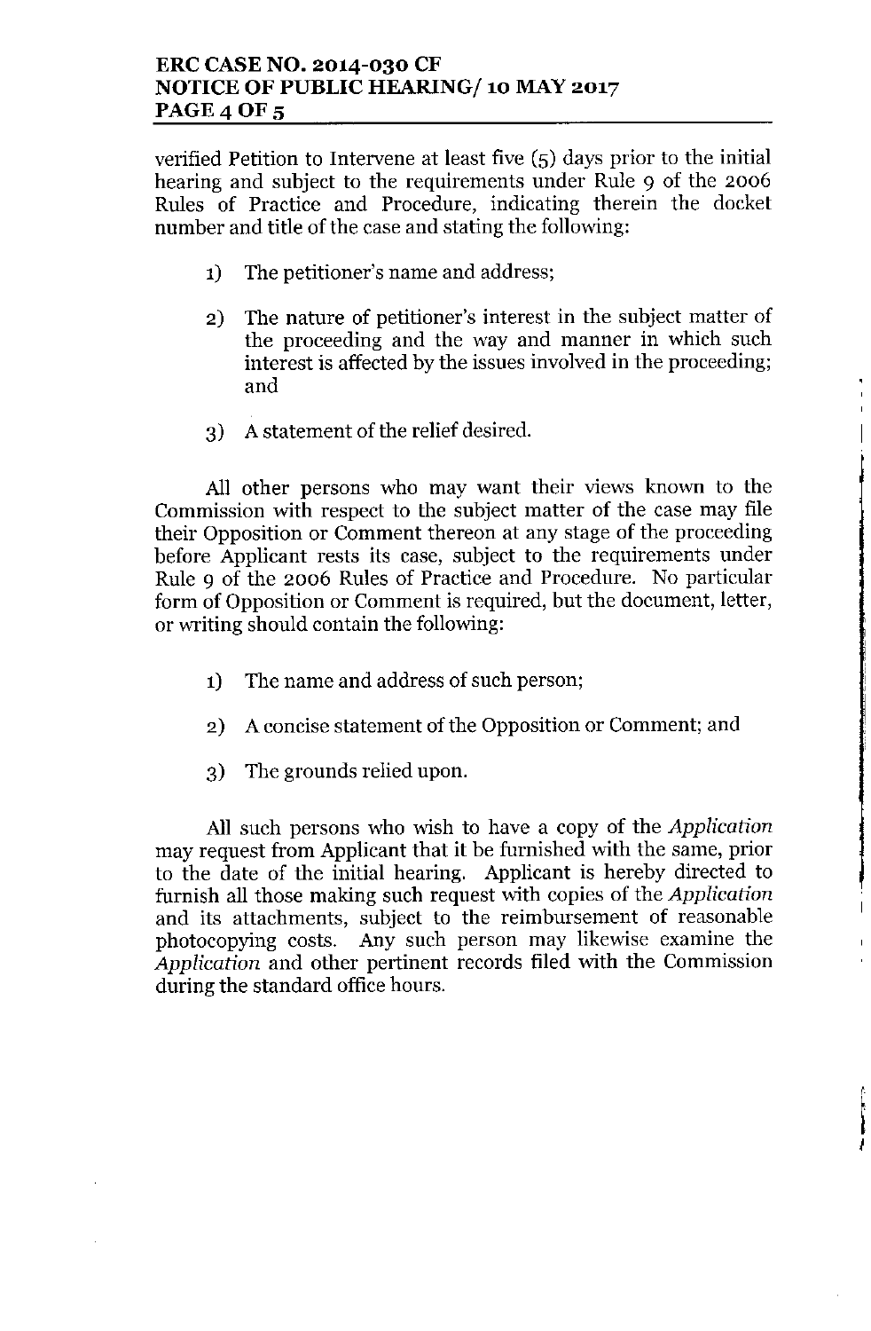verified Petition to Intervene at least five (5) days prior to the initial hearing and subject to the requirements under Rule 9 of the 2006 Rules of Practice and Procedure, indicating therein the docket number and title of the case and stating the following:

1) The petitioner's name and address;

2) The nature of petitioner's interest in the subject matter of the proceeding and the way and manner in which such interest is affected by the issues involved in the proceeding; and

3) A statement of the relief desired.

All other persons who may want their views known to the Commission with respect to the subject matter of the case may file their Opposition or Comment thereon at any stage of the proceeding before Applicant rests its case, subject to the requirements under Rule 9 of the 2006 Rules of Practice and Procedure. No particular form of Opposition or Comment is required, but the document, letter, or writing should contain the following:

1) The name and address of such person;

2) A concise statement of the Opposition or Comment; and

3) The grounds relied upon.

All such persons who wish to have a copy of the *Application* may request from Applicant that it be furnished with the same, prior to the date of the initial hearing. Applicant is hereby directed to furnish all those making such request with copies of the *Application* and its attachments, subject to the reimbursement of reasonable photocopying costs. Any such person may likewise examine the *Application* and other pertinent records filed with the Commission during the standard office hours.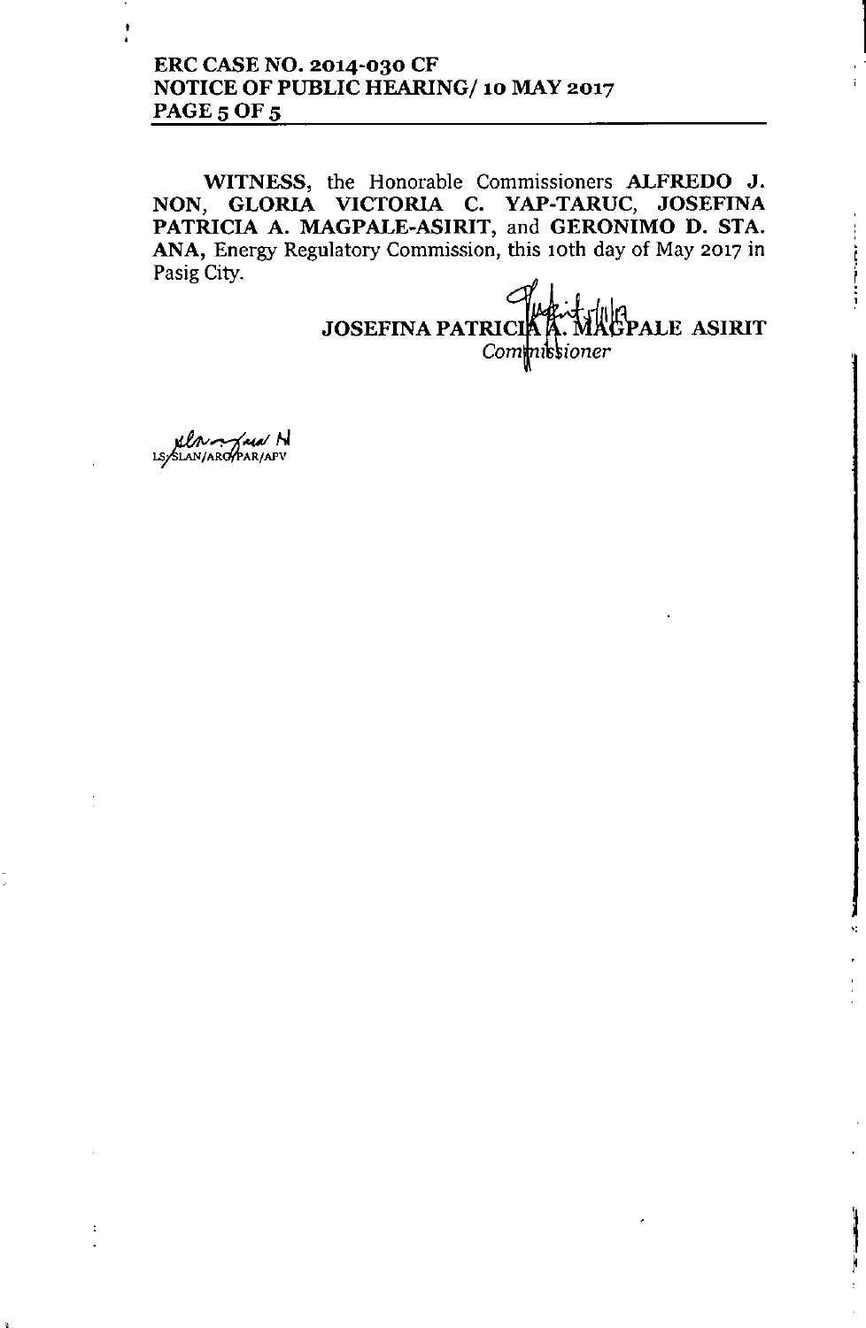WITNESS, the Honorable Commissioners **ALFREDO J. NON, GLORIA VICTORIA C. YAP-TARUC, JOSEFINA PATRICIA A. MAGPALE-ASIRIT,** and **GERONIMO D. STA. ANA,** Energy Regulatory Commission, this 10th day of May 2017 in Pasig City.

**JOSEFINA PATRICIA A. MAGPALE ASIRIT**
*Commissioner*

LS/SLAN/ARG/PAR/APV